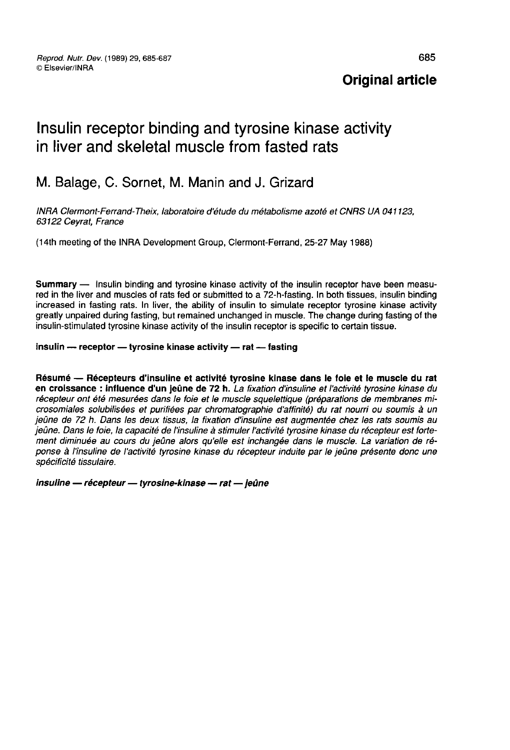**Original article**

# Insulin receptor binding and tyrosine kinase activity in liver and skeletal muscle from fasted rats

M. Balage, C. Sornet, M. Manin and J. Grizard

*INRA Clermont-Ferrand-Theix, laboratoire d'étude du métabolisme azoté et CNRS UA 041123, 63122 Ceyrat, France*

(14th meeting of the INRA Development Group, Clermont-Ferrand, 25-27 May 1988)

**Summary** — Insulin binding and tyrosine kinase activity of the insulin receptor have been measured in the liver and muscles of rats fed or submitted to a 72-h-fasting. In both tissues, insulin binding increased in fasting rats. In liver, the ability of insulin to simulate receptor tyrosine kinase activity greatly unpaired during fasting, but remained unchanged in muscle. The change during fasting of the insulin-stimulated tyrosine kinase activity of the insulin receptor is specific to certain tissue.

**insulin — receptor — tyrosine kinase activity — rat — fasting**

**Résumé — Récepteurs d'insuline et activité tyrosine kinase dans le foie et le muscle du rat en croissance : influence d'un jeûne de 72 h.** *La fixation d'insuline et l'activité tyrosine kinase du récepteur ont été mesurées dans le foie et le muscle squelettique (préparations de membranes microsomiales solubilisées et purifiées par chromatographie d'affinité) du rat nourri ou soumis à un jeûne de 72 h. Dans les deux tissus, la fixation d'insuline est augmentée chez les rats soumis au jeûne. Dans le foie, la capacité de l'insuline à stimuler l'activité tyrosine kinase du récepteur est fortement diminuée au cours du jeûne alors qu'elle est inchangée dans le muscle. La variation de réponse à l'insuline de l'activité tyrosine kinase du récepteur induite par le jeûne présente donc une spécificité tissulaire.*

***insuline — récepteur — tyrosine-kinase — rat — jeûne***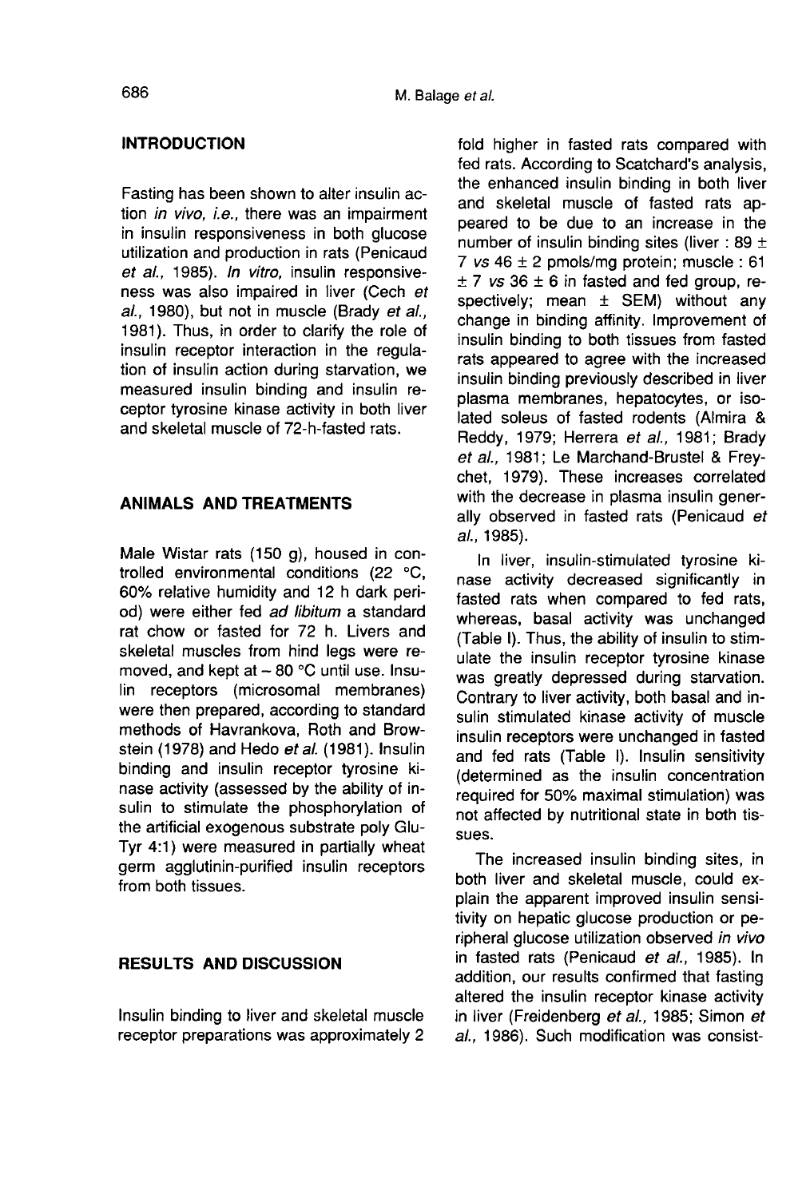## INTRODUCTION

Fasting has been shown to alter insulin action *in vivo*, *i.e.*, there was an impairment in insulin responsiveness in both glucose utilization and production in rats (Penicaud *et al.*, 1985). *In vitro*, insulin responsiveness was also impaired in liver (Cech *et al.*, 1980), but not in muscle (Brady *et al.*, 1981). Thus, in order to clarify the role of insulin receptor interaction in the regulation of insulin action during starvation, we measured insulin binding and insulin receptor tyrosine kinase activity in both liver and skeletal muscle of 72-h-fasted rats.

## ANIMALS AND TREATMENTS

Male Wistar rats (150 g), housed in controlled environmental conditions (22 °C, 60% relative humidity and 12 h dark period) were either fed *ad libitum* a standard rat chow or fasted for 72 h. Livers and skeletal muscles from hind legs were removed, and kept at − 80 °C until use. Insulin receptors (microsomal membranes) were then prepared, according to standard methods of Havrankova, Roth and Browstein (1978) and Hedo *et al.* (1981). Insulin binding and insulin receptor tyrosine kinase activity (assessed by the ability of insulin to stimulate the phosphorylation of the artificial exogenous substrate poly Glu-Tyr 4:1) were measured in partially wheat germ agglutinin-purified insulin receptors from both tissues.

## RESULTS AND DISCUSSION

Insulin binding to liver and skeletal muscle receptor preparations was approximately 2 fold higher in fasted rats compared with fed rats. According to Scatchard's analysis, the enhanced insulin binding in both liver and skeletal muscle of fasted rats appeared to be due to an increase in the number of insulin binding sites (liver : 89 ± 7 *vs* 46 ± 2 pmols/mg protein; muscle : 61 ± 7 *vs* 36 ± 6 in fasted and fed group, respectively; mean ± SEM) without any change in binding affinity. Improvement of insulin binding to both tissues from fasted rats appeared to agree with the increased insulin binding previously described in liver plasma membranes, hepatocytes, or isolated soleus of fasted rodents (Almira & Reddy, 1979; Herrera *et al.*, 1981; Brady *et al.*, 1981; Le Marchand-Brustel & Freychet, 1979). These increases correlated with the decrease in plasma insulin generally observed in fasted rats (Penicaud *et al.*, 1985).

In liver, insulin-stimulated tyrosine kinase activity decreased significantly in fasted rats when compared to fed rats, whereas, basal activity was unchanged (Table I). Thus, the ability of insulin to stimulate the insulin receptor tyrosine kinase was greatly depressed during starvation. Contrary to liver activity, both basal and insulin stimulated kinase activity of muscle insulin receptors were unchanged in fasted and fed rats (Table I). Insulin sensitivity (determined as the insulin concentration required for 50% maximal stimulation) was not affected by nutritional state in both tissues.

The increased insulin binding sites, in both liver and skeletal muscle, could explain the apparent improved insulin sensitivity on hepatic glucose production or peripheral glucose utilization observed *in vivo* in fasted rats (Penicaud *et al.*, 1985). In addition, our results confirmed that fasting altered the insulin receptor kinase activity in liver (Freidenberg *et al.*, 1985; Simon *et al.*, 1986). Such modification was consist-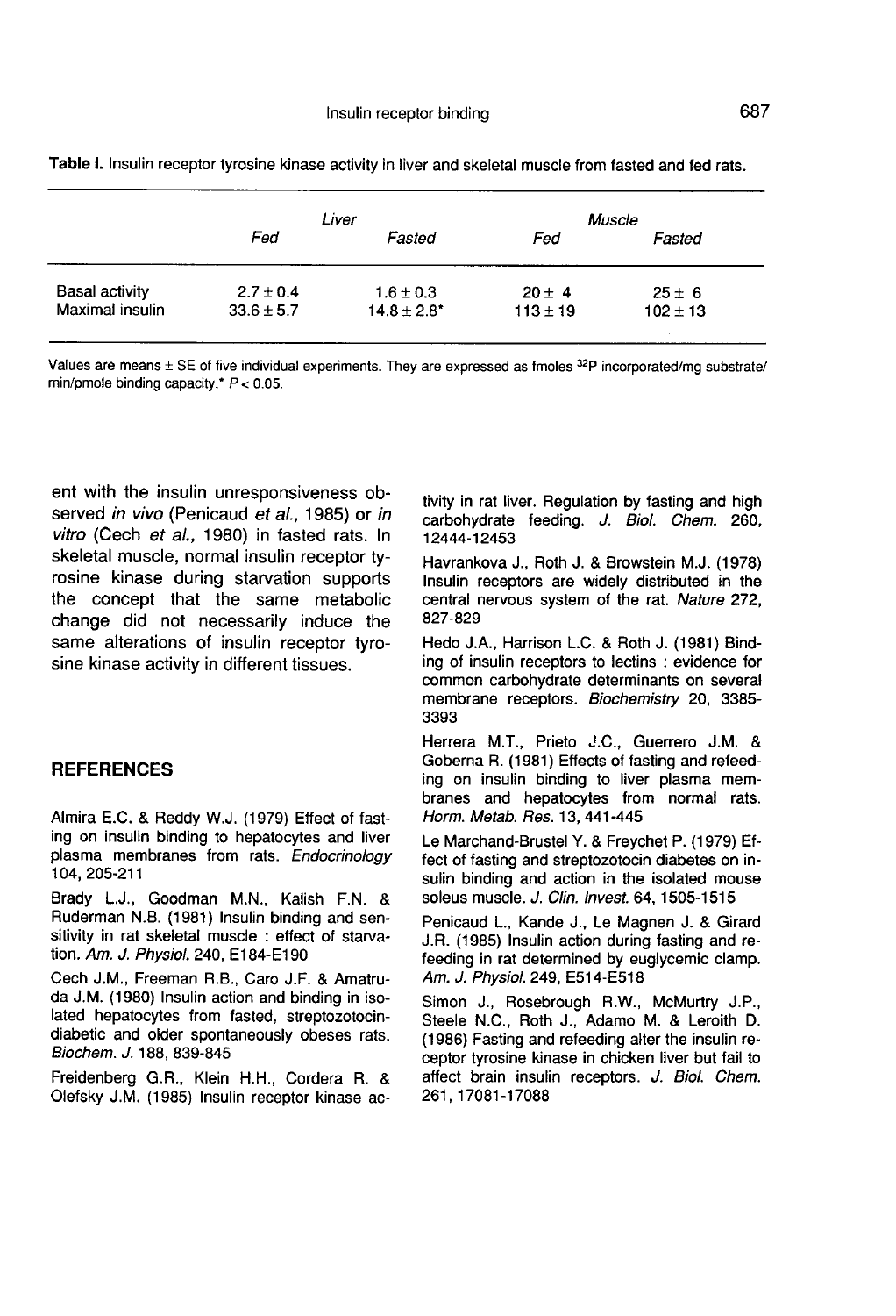**Table I.** Insulin receptor tyrosine kinase activity in liver and skeletal muscle from fasted and fed rats.

| | Liver | | Muscle | |
|---|---|---|---|---|
| | *Fed* | *Fasted* | *Fed* | *Fasted* |
| Basal activity | 2.7 ± 0.4 | 1.6 ± 0.3 | 20 ± 4 | 25 ± 6 |
| Maximal insulin | 33.6 ± 5.7 | 14.8 ± 2.8* | 113 ± 19 | 102 ± 13 |

Values are means ± SE of five individual experiments. They are expressed as fmoles $^{32}P$ incorporated/mg substrate/min/pmole binding capacity.* $P < 0.05$.

ent with the insulin unresponsiveness observed *in vivo* (Penicaud *et al.*, 1985) or *in vitro* (Cech *et al.*, 1980) in fasted rats. In skeletal muscle, normal insulin receptor tyrosine kinase during starvation supports the concept that the same metabolic change did not necessarily induce the same alterations of insulin receptor tyrosine kinase activity in different tissues.

## REFERENCES

Almira E.C. & Reddy W.J. (1979) Effect of fasting on insulin binding to hepatocytes and liver plasma membranes from rats. *Endocrinology* 104, 205-211

Brady L.J., Goodman M.N., Kalish F.N. & Ruderman N.B. (1981) Insulin binding and sensitivity in rat skeletal muscle : effect of starvation. *Am. J. Physiol.* 240, E184-E190

Cech J.M., Freeman R.B., Caro J.F. & Amatruda J.M. (1980) Insulin action and binding in isolated hepatocytes from fasted, streptozotocin-diabetic and older spontaneously obeses rats. *Biochem. J.* 188, 839-845

Freidenberg G.R., Klein H.H., Cordera R. & Olefsky J.M. (1985) Insulin receptor kinase activity in rat liver. Regulation by fasting and high carbohydrate feeding. *J. Biol. Chem.* 260, 12444-12453

Havrankova J., Roth J. & Browstein M.J. (1978) Insulin receptors are widely distributed in the central nervous system of the rat. *Nature* 272, 827-829

Hedo J.A., Harrison L.C. & Roth J. (1981) Binding of insulin receptors to lectins : evidence for common carbohydrate determinants on several membrane receptors. *Biochemistry* 20, 3385-3393

Herrera M.T., Prieto J.C., Guerrero J.M. & Goberna R. (1981) Effects of fasting and refeeding on insulin binding to liver plasma membranes and hepatocytes from normal rats. *Horm. Metab. Res.* 13, 441-445

Le Marchand-Brustel Y. & Freychet P. (1979) Effect of fasting and streptozotocin diabetes on insulin binding and action in the isolated mouse soleus muscle. *J. Clin. Invest.* 64, 1505-1515

Penicaud L., Kande J., Le Magnen J. & Girard J.R. (1985) Insulin action during fasting and refeeding in rat determined by euglycemic clamp. *Am. J. Physiol.* 249, E514-E518

Simon J., Rosebrough R.W., McMurtry J.P., Steele N.C., Roth J., Adamo M. & Leroith D. (1986) Fasting and refeeding alter the insulin receptor tyrosine kinase in chicken liver but fail to affect brain insulin receptors. *J. Biol. Chem.* 261, 17081-17088